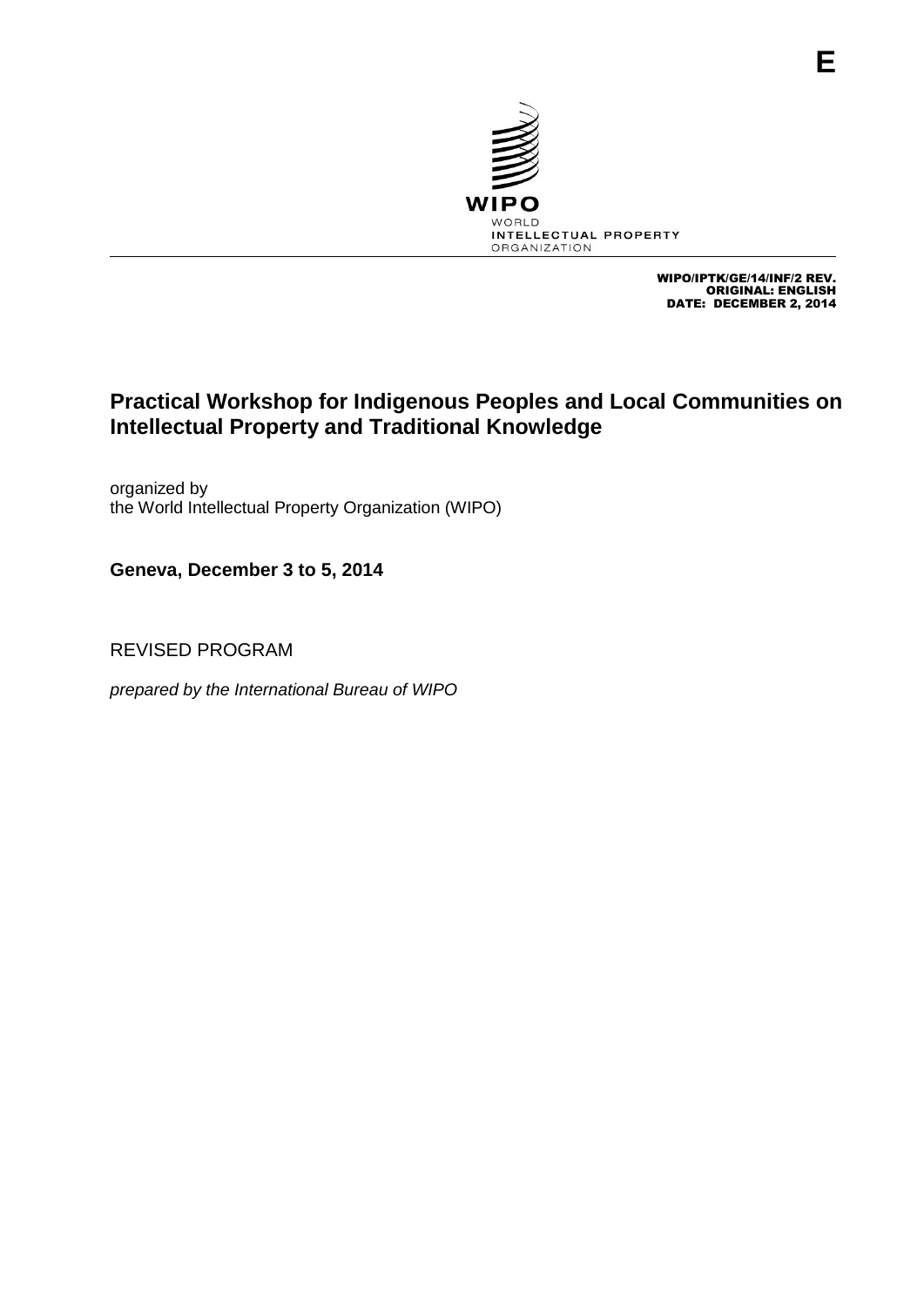E

WIPO
WORLD
INTELLECTUAL PROPERTY
ORGANIZATION

WIPO/IPTK/GE/14/INF/2 REV.
ORIGINAL: ENGLISH
DATE: DECEMBER 2, 2014

# Practical Workshop for Indigenous Peoples and Local Communities on Intellectual Property and Traditional Knowledge

organized by
the World Intellectual Property Organization (WIPO)

**Geneva, December 3 to 5, 2014**

REVISED PROGRAM

*prepared by the International Bureau of WIPO*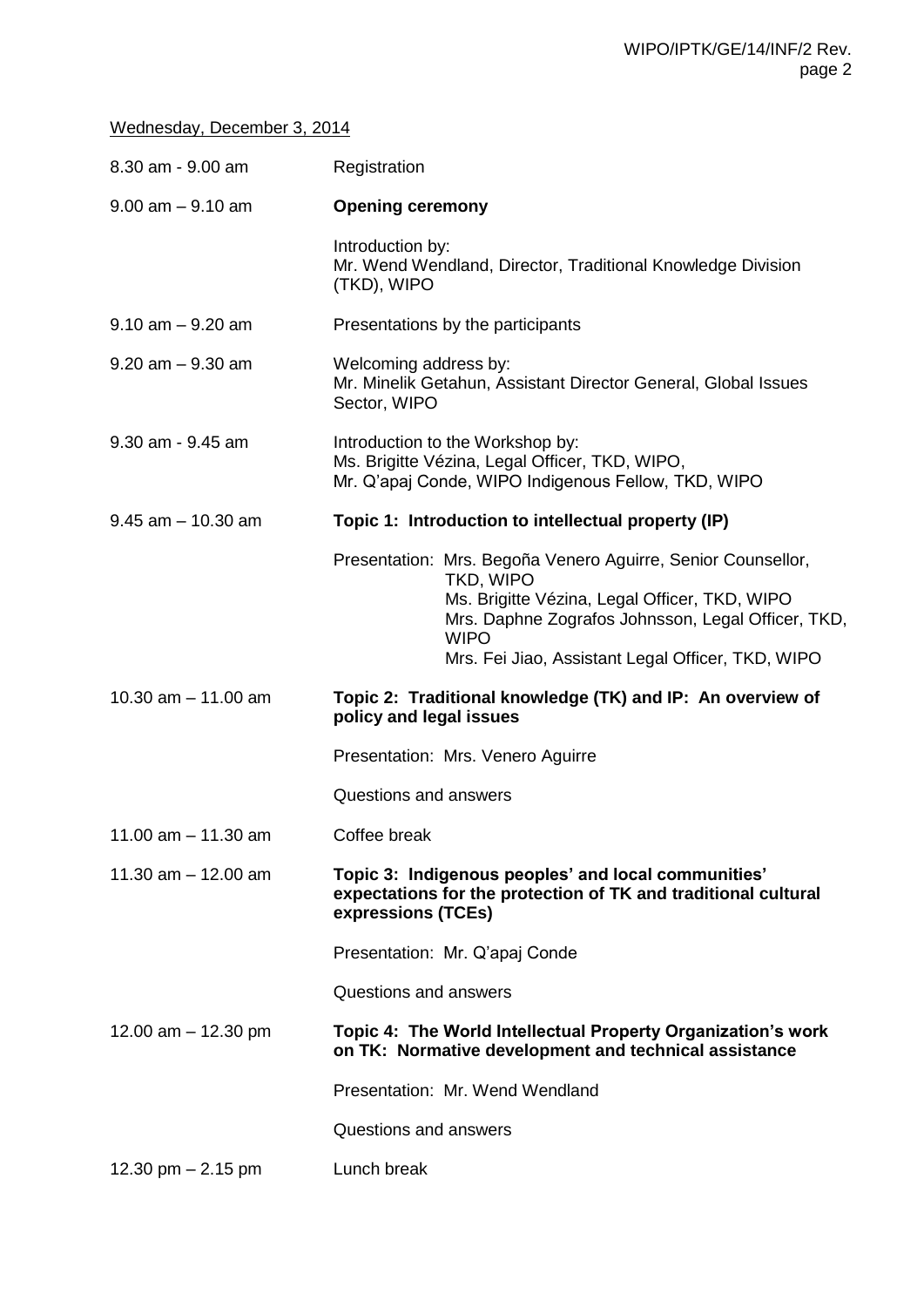<u>Wednesday, December 3, 2014</u>

| | |
|---|---|
| 8.30 am - 9.00 am | Registration |
| 9.00 am – 9.10 am | **Opening ceremony**<br><br>Introduction by:<br>Mr. Wend Wendland, Director, Traditional Knowledge Division (TKD), WIPO |
| 9.10 am – 9.20 am | Presentations by the participants |
| 9.20 am – 9.30 am | Welcoming address by:<br>Mr. Minelik Getahun, Assistant Director General, Global Issues Sector, WIPO |
| 9.30 am - 9.45 am | Introduction to the Workshop by:<br>Ms. Brigitte Vézina, Legal Officer, TKD, WIPO,<br>Mr. Q'apaj Conde, WIPO Indigenous Fellow, TKD, WIPO |
| 9.45 am – 10.30 am | **Topic 1: Introduction to intellectual property (IP)**<br><br>Presentation: Mrs. Begoña Venero Aguirre, Senior Counsellor, TKD, WIPO<br>Ms. Brigitte Vézina, Legal Officer, TKD, WIPO<br>Mrs. Daphne Zografos Johnsson, Legal Officer, TKD, WIPO<br>Mrs. Fei Jiao, Assistant Legal Officer, TKD, WIPO |
| 10.30 am – 11.00 am | **Topic 2: Traditional knowledge (TK) and IP: An overview of policy and legal issues**<br><br>Presentation: Mrs. Venero Aguirre<br><br>Questions and answers |
| 11.00 am – 11.30 am | Coffee break |
| 11.30 am – 12.00 am | **Topic 3: Indigenous peoples' and local communities' expectations for the protection of TK and traditional cultural expressions (TCEs)**<br><br>Presentation: Mr. Q'apaj Conde<br><br>Questions and answers |
| 12.00 am – 12.30 pm | **Topic 4: The World Intellectual Property Organization's work on TK: Normative development and technical assistance**<br><br>Presentation: Mr. Wend Wendland<br><br>Questions and answers |
| 12.30 pm – 2.15 pm | Lunch break |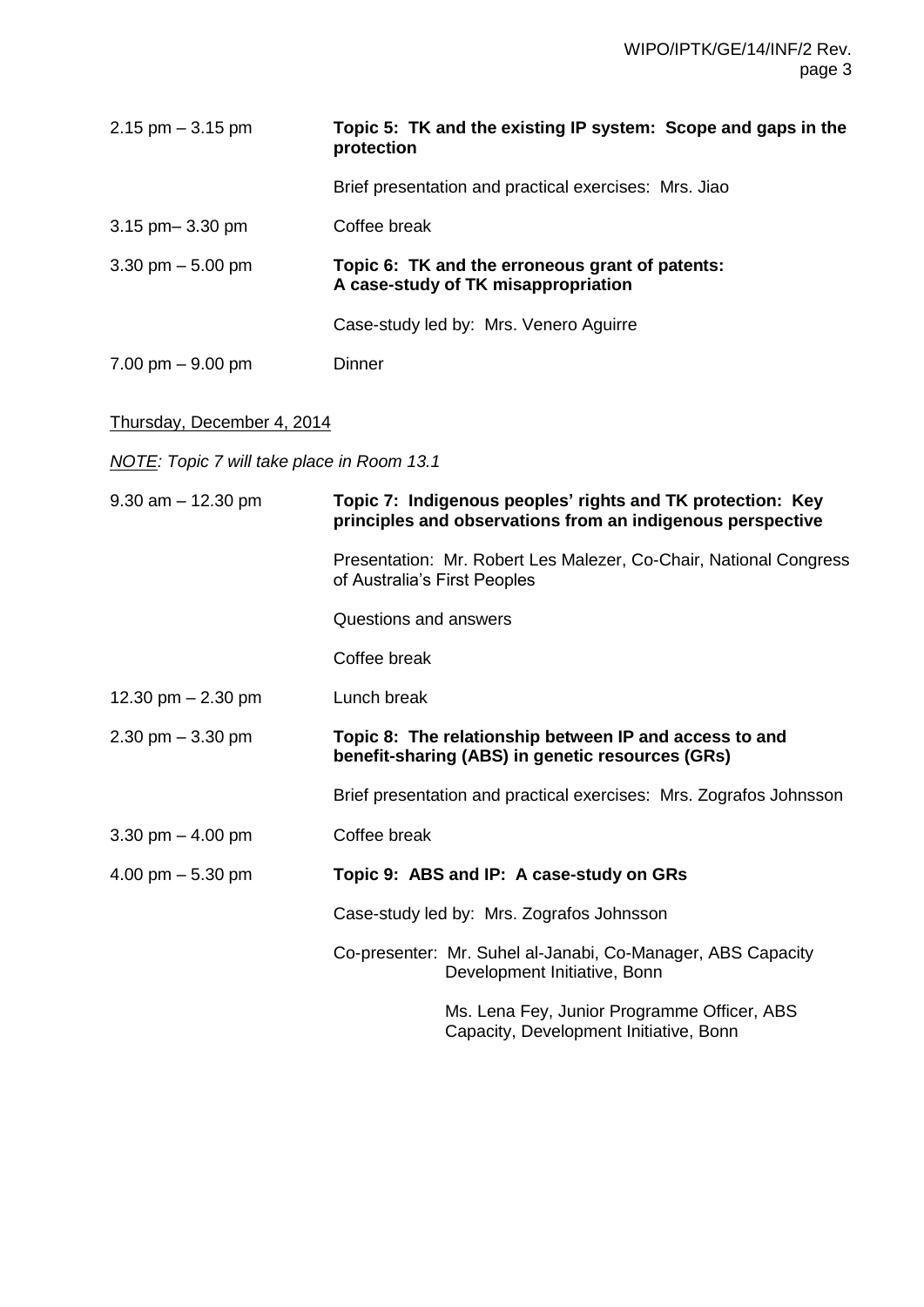| | |
|---|---|
| 2.15 pm – 3.15 pm | **Topic 5: TK and the existing IP system: Scope and gaps in the protection** |
| | Brief presentation and practical exercises: Mrs. Jiao |
| 3.15 pm– 3.30 pm | Coffee break |
| 3.30 pm – 5.00 pm | **Topic 6: TK and the erroneous grant of patents: A case-study of TK misappropriation** |
| | Case-study led by: Mrs. Venero Aguirre |
| 7.00 pm – 9.00 pm | Dinner |

Thursday, December 4, 2014

*NOTE: Topic 7 will take place in Room 13.1*

| | |
|---|---|
| 9.30 am – 12.30 pm | **Topic 7: Indigenous peoples' rights and TK protection: Key principles and observations from an indigenous perspective** |
| | Presentation: Mr. Robert Les Malezer, Co-Chair, National Congress of Australia's First Peoples |
| | Questions and answers |
| | Coffee break |
| 12.30 pm – 2.30 pm | Lunch break |
| 2.30 pm – 3.30 pm | **Topic 8: The relationship between IP and access to and benefit-sharing (ABS) in genetic resources (GRs)** |
| | Brief presentation and practical exercises: Mrs. Zografos Johnsson |
| 3.30 pm – 4.00 pm | Coffee break |
| 4.00 pm – 5.30 pm | **Topic 9: ABS and IP: A case-study on GRs** |
| | Case-study led by: Mrs. Zografos Johnsson |
| | Co-presenter: Mr. Suhel al-Janabi, Co-Manager, ABS Capacity Development Initiative, Bonn |
| | Ms. Lena Fey, Junior Programme Officer, ABS Capacity, Development Initiative, Bonn |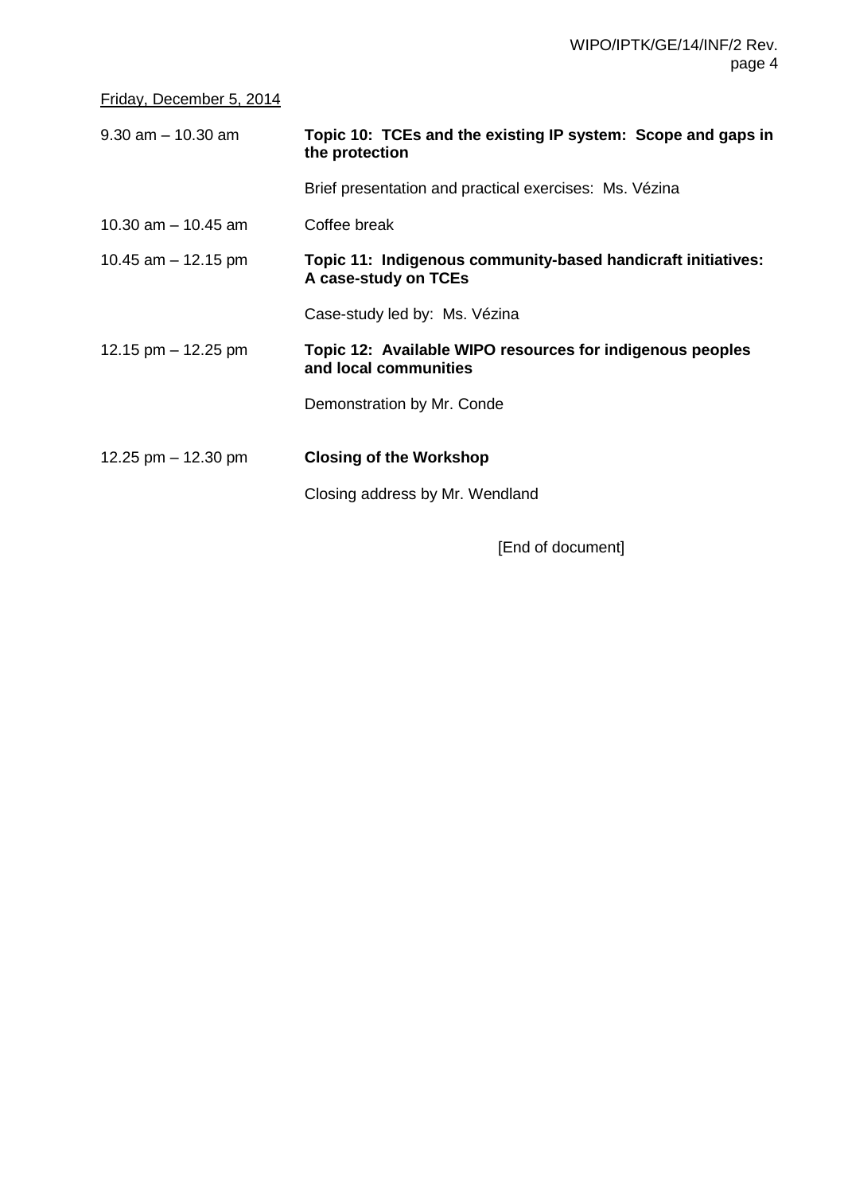Friday, December 5, 2014

| | |
|---|---|
| 9.30 am – 10.30 am | **Topic 10: TCEs and the existing IP system: Scope and gaps in the protection** |
| | Brief presentation and practical exercises: Ms. Vézina |
| 10.30 am – 10.45 am | Coffee break |
| 10.45 am – 12.15 pm | **Topic 11: Indigenous community-based handicraft initiatives: A case-study on TCEs** |
| | Case-study led by: Ms. Vézina |
| 12.15 pm – 12.25 pm | **Topic 12: Available WIPO resources for indigenous peoples and local communities** |
| | Demonstration by Mr. Conde |
| 12.25 pm – 12.30 pm | **Closing of the Workshop** |
| | Closing address by Mr. Wendland |

[End of document]